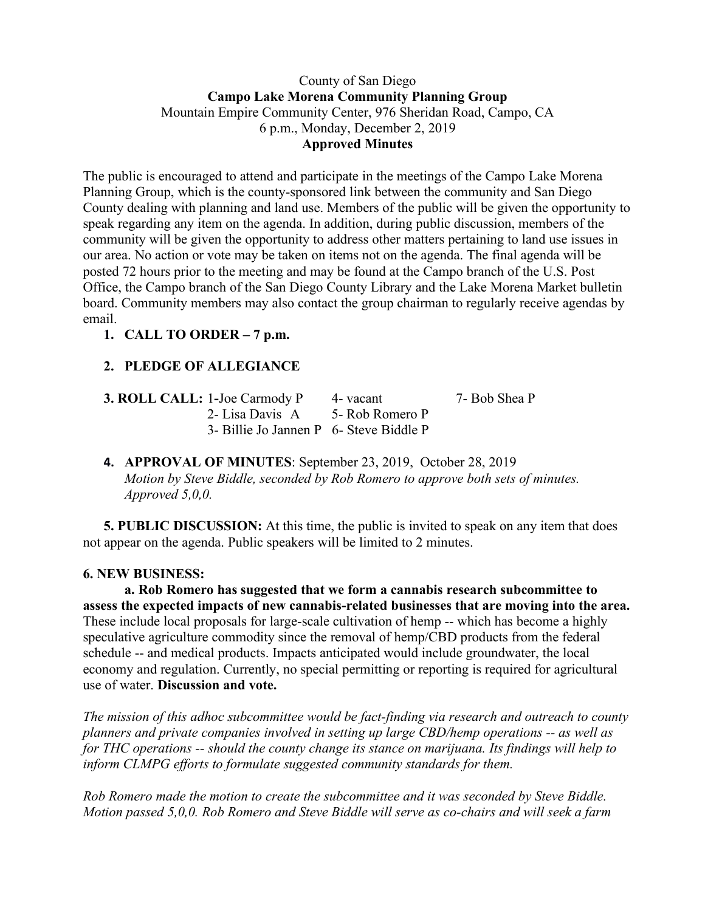County of San Diego

**Campo Lake Morena Community Planning Group**

Mountain Empire Community Center, 976 Sheridan Road, Campo, CA

6 p.m., Monday, December 2, 2019

**Approved Minutes**

The public is encouraged to attend and participate in the meetings of the Campo Lake Morena Planning Group, which is the county-sponsored link between the community and San Diego County dealing with planning and land use. Members of the public will be given the opportunity to speak regarding any item on the agenda. In addition, during public discussion, members of the community will be given the opportunity to address other matters pertaining to land use issues in our area. No action or vote may be taken on items not on the agenda. The final agenda will be posted 72 hours prior to the meeting and may be found at the Campo branch of the U.S. Post Office, the Campo branch of the San Diego County Library and the Lake Morena Market bulletin board. Community members may also contact the group chairman to regularly receive agendas by email.

1. **CALL TO ORDER – 7 p.m.**

2. **PLEDGE OF ALLEGIANCE**

**3. ROLL CALL:**

| | | |
|---|---|---|
| 1-Joe Carmody P | 4- vacant | 7- Bob Shea P |
| 2- Lisa Davis A | 5- Rob Romero P | |
| 3- Billie Jo Jannen P | 6- Steve Biddle P | |

4. **APPROVAL OF MINUTES**: September 23, 2019, October 28, 2019
   *Motion by Steve Biddle, seconded by Rob Romero to approve both sets of minutes. Approved 5,0,0.*

**5. PUBLIC DISCUSSION:** At this time, the public is invited to speak on any item that does not appear on the agenda. Public speakers will be limited to 2 minutes.

**6. NEW BUSINESS:**

**a. Rob Romero has suggested that we form a cannabis research subcommittee to assess the expected impacts of new cannabis-related businesses that are moving into the area.** These include local proposals for large-scale cultivation of hemp -- which has become a highly speculative agriculture commodity since the removal of hemp/CBD products from the federal schedule -- and medical products. Impacts anticipated would include groundwater, the local economy and regulation. Currently, no special permitting or reporting is required for agricultural use of water. **Discussion and vote.**

*The mission of this adhoc subcommittee would be fact-finding via research and outreach to county planners and private companies involved in setting up large CBD/hemp operations -- as well as for THC operations -- should the county change its stance on marijuana. Its findings will help to inform CLMPG efforts to formulate suggested community standards for them.*

*Rob Romero made the motion to create the subcommittee and it was seconded by Steve Biddle. Motion passed 5,0,0. Rob Romero and Steve Biddle will serve as co-chairs and will seek a farm*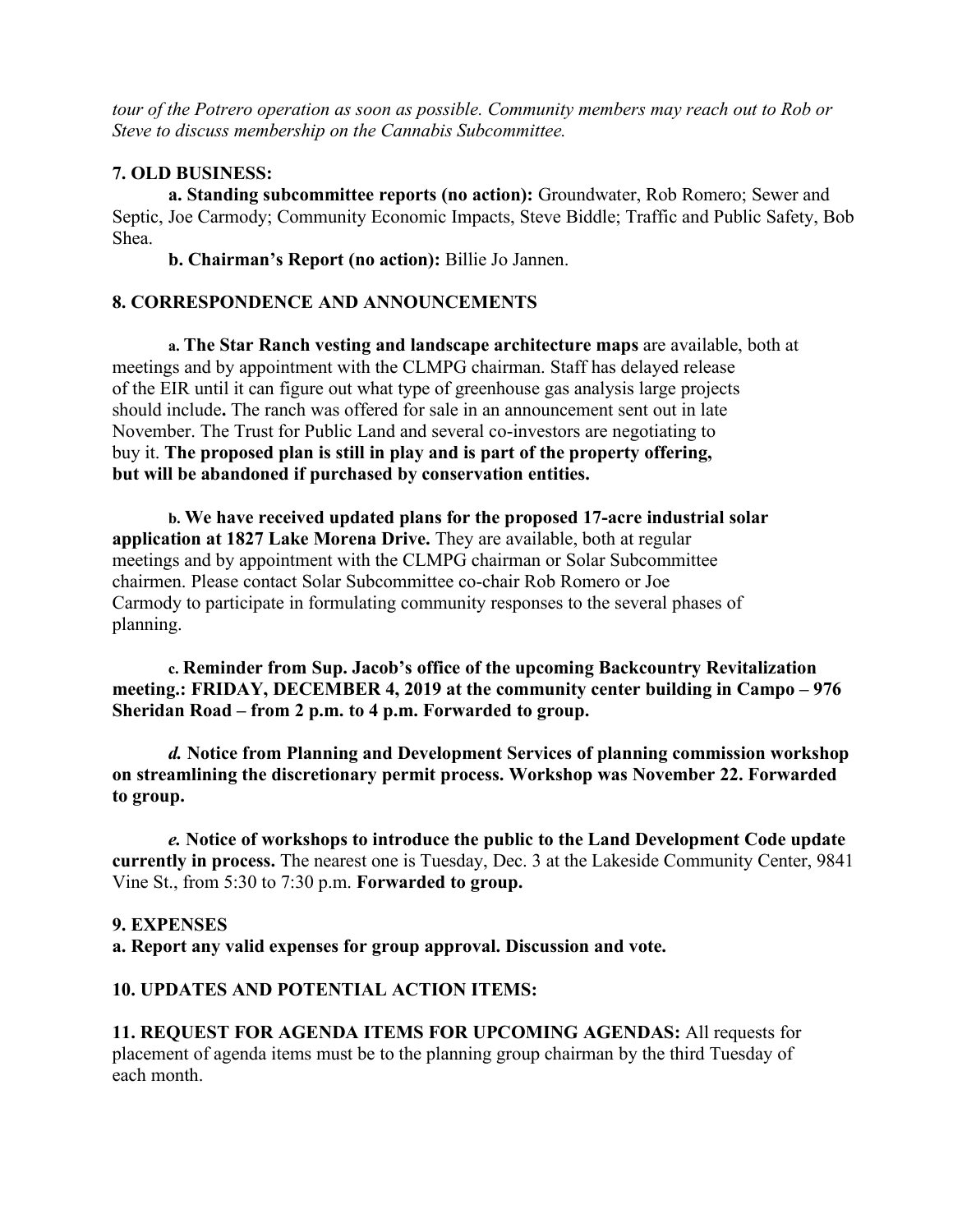*tour of the Potrero operation as soon as possible. Community members may reach out to Rob or Steve to discuss membership on the Cannabis Subcommittee.*

**7. OLD BUSINESS:**

**a. Standing subcommittee reports (no action):** Groundwater, Rob Romero; Sewer and Septic, Joe Carmody; Community Economic Impacts, Steve Biddle; Traffic and Public Safety, Bob Shea.

**b. Chairman's Report (no action):** Billie Jo Jannen.

**8. CORRESPONDENCE AND ANNOUNCEMENTS**

**a. The Star Ranch vesting and landscape architecture maps** are available, both at meetings and by appointment with the CLMPG chairman. Staff has delayed release of the EIR until it can figure out what type of greenhouse gas analysis large projects should include**.** The ranch was offered for sale in an announcement sent out in late November. The Trust for Public Land and several co-investors are negotiating to buy it. **The proposed plan is still in play and is part of the property offering, but will be abandoned if purchased by conservation entities.**

**b. We have received updated plans for the proposed 17-acre industrial solar application at 1827 Lake Morena Drive.** They are available, both at regular meetings and by appointment with the CLMPG chairman or Solar Subcommittee chairmen. Please contact Solar Subcommittee co-chair Rob Romero or Joe Carmody to participate in formulating community responses to the several phases of planning.

**c. Reminder from Sup. Jacob's office of the upcoming Backcountry Revitalization meeting.: FRIDAY, DECEMBER 4, 2019 at the community center building in Campo – 976 Sheridan Road – from 2 p.m. to 4 p.m. Forwarded to group.**

***d.* Notice from Planning and Development Services of planning commission workshop on streamlining the discretionary permit process. Workshop was November 22. Forwarded to group.**

***e.* Notice of workshops to introduce the public to the Land Development Code update currently in process.** The nearest one is Tuesday, Dec. 3 at the Lakeside Community Center, 9841 Vine St., from 5:30 to 7:30 p.m. **Forwarded to group.**

**9. EXPENSES**

**a. Report any valid expenses for group approval. Discussion and vote.**

**10. UPDATES AND POTENTIAL ACTION ITEMS:**

**11. REQUEST FOR AGENDA ITEMS FOR UPCOMING AGENDAS:** All requests for placement of agenda items must be to the planning group chairman by the third Tuesday of each month.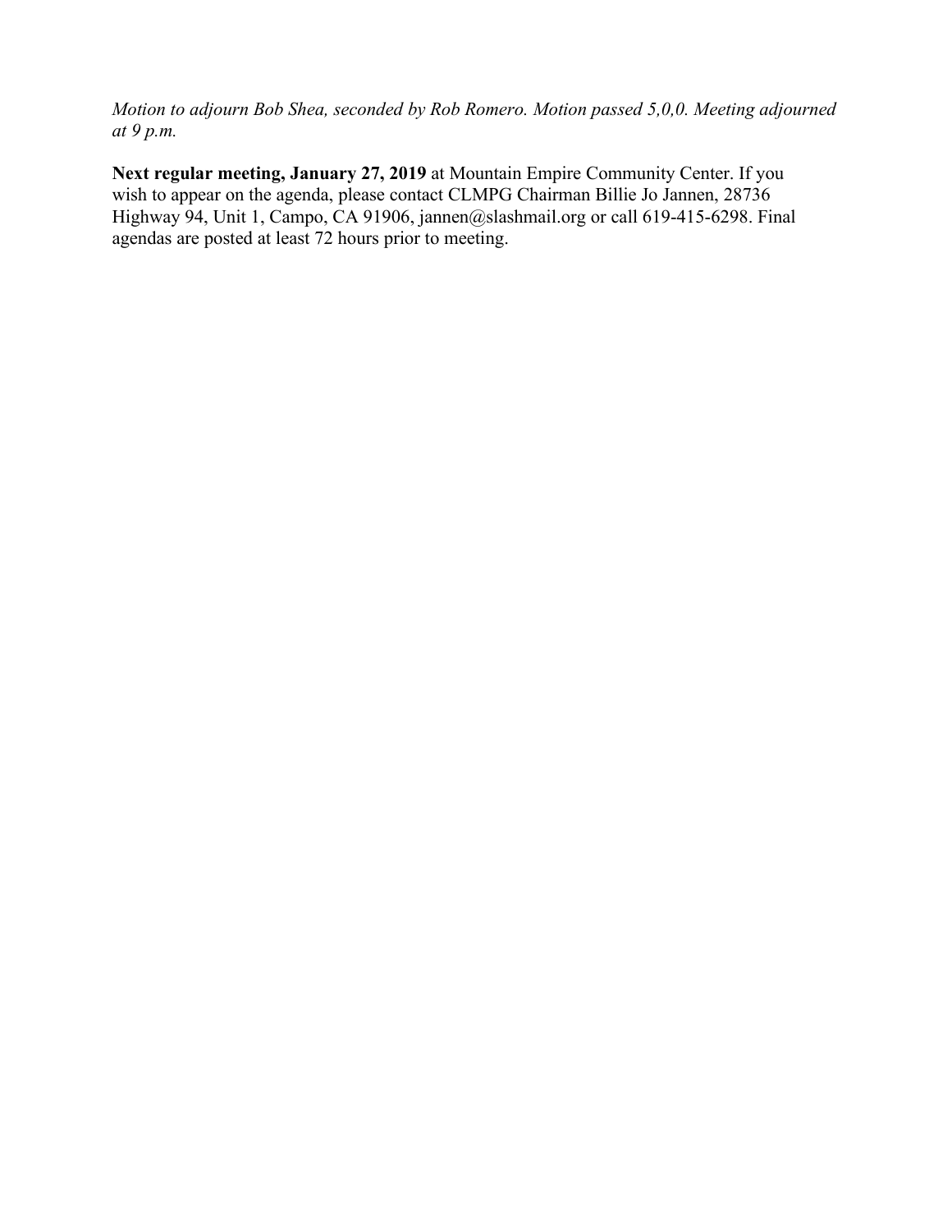*Motion to adjourn Bob Shea, seconded by Rob Romero. Motion passed 5,0,0. Meeting adjourned at 9 p.m.*

**Next regular meeting, January 27, 2019** at Mountain Empire Community Center. If you wish to appear on the agenda, please contact CLMPG Chairman Billie Jo Jannen, 28736 Highway 94, Unit 1, Campo, CA 91906, jannen@slashmail.org or call 619-415-6298. Final agendas are posted at least 72 hours prior to meeting.